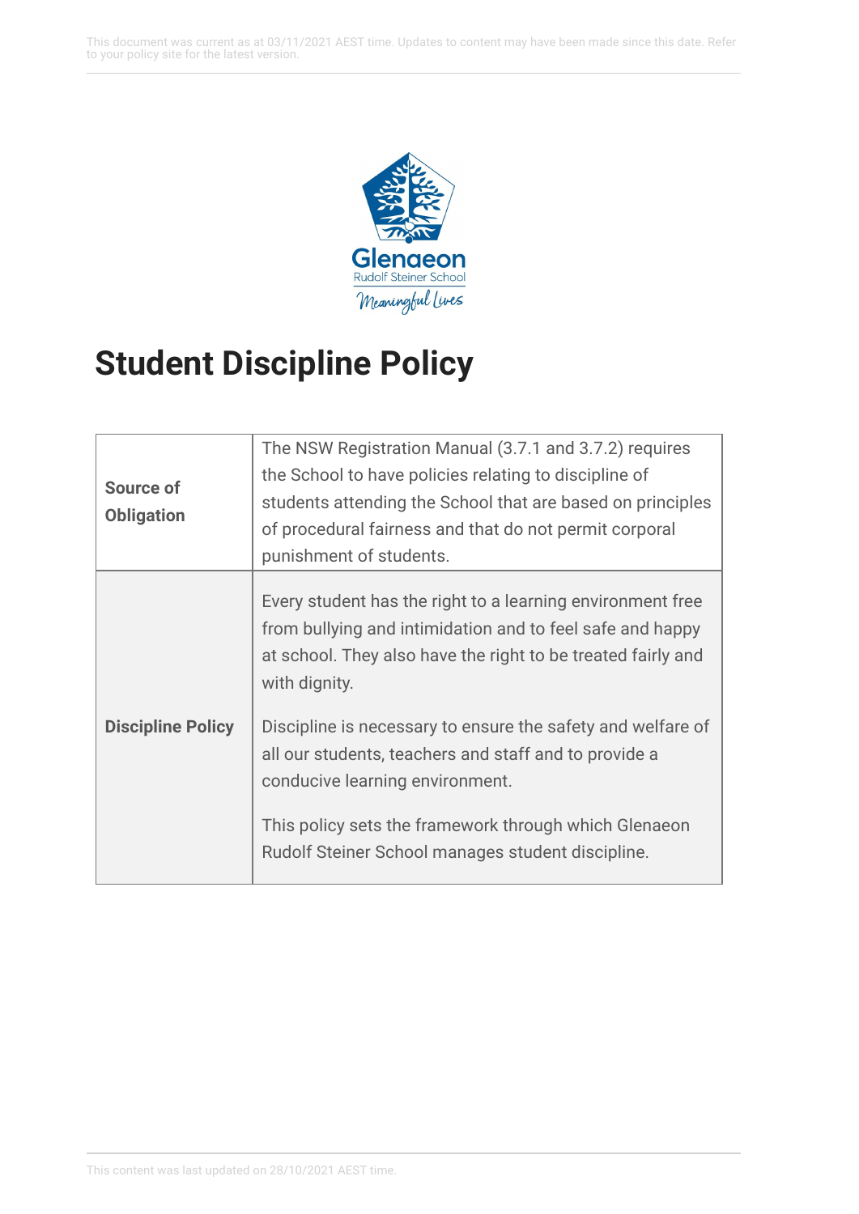# Student Discipline Policy

| **Source of Obligation** | The NSW Registration Manual (3.7.1 and 3.7.2) requires the School to have policies relating to discipline of students attending the School that are based on principles of procedural fairness and that do not permit corporal punishment of students. |
|---|---|
| **Discipline Policy** | Every student has the right to a learning environment free from bullying and intimidation and to feel safe and happy at school. They also have the right to be treated fairly and with dignity.<br><br>Discipline is necessary to ensure the safety and welfare of all our students, teachers and staff and to provide a conducive learning environment.<br><br>This policy sets the framework through which Glenaeon Rudolf Steiner School manages student discipline. |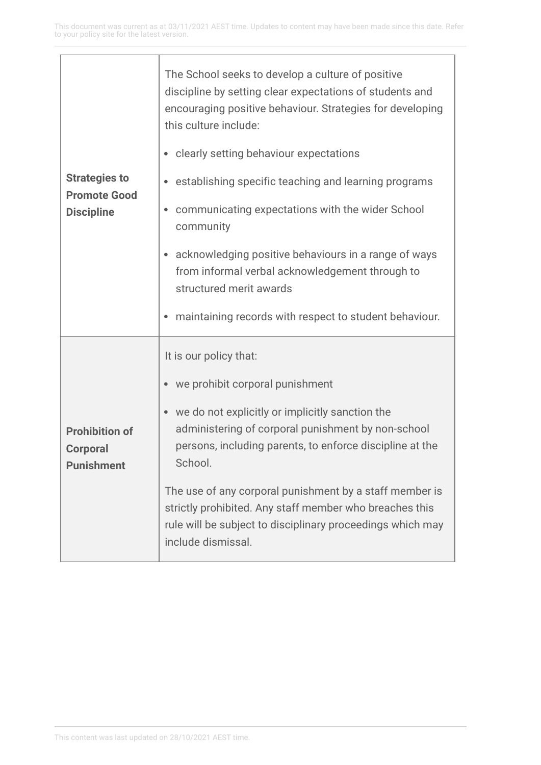| | |
|---|---|
| **Strategies to Promote Good Discipline** | The School seeks to develop a culture of positive discipline by setting clear expectations of students and encouraging positive behaviour. Strategies for developing this culture include:<br>• clearly setting behaviour expectations<br>• establishing specific teaching and learning programs<br>• communicating expectations with the wider School community<br>• acknowledging positive behaviours in a range of ways from informal verbal acknowledgement through to structured merit awards<br>• maintaining records with respect to student behaviour. |
| **Prohibition of Corporal Punishment** | It is our policy that:<br>• we prohibit corporal punishment<br>• we do not explicitly or implicitly sanction the administering of corporal punishment by non-school persons, including parents, to enforce discipline at the School.<br><br>The use of any corporal punishment by a staff member is strictly prohibited. Any staff member who breaches this rule will be subject to disciplinary proceedings which may include dismissal. |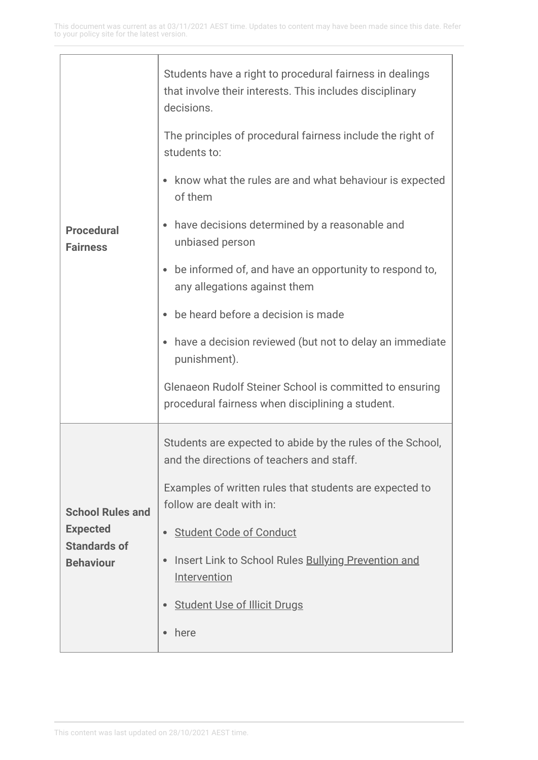| | |
|---|---|
| **Procedural Fairness** | Students have a right to procedural fairness in dealings that involve their interests. This includes disciplinary decisions.<br><br>The principles of procedural fairness include the right of students to:<br><br>• know what the rules are and what behaviour is expected of them<br>• have decisions determined by a reasonable and unbiased person<br>• be informed of, and have an opportunity to respond to, any allegations against them<br>• be heard before a decision is made<br>• have a decision reviewed (but not to delay an immediate punishment).<br><br>Glenaeon Rudolf Steiner School is committed to ensuring procedural fairness when disciplining a student. |
| **School Rules and Expected Standards of Behaviour** | Students are expected to abide by the rules of the School, and the directions of teachers and staff.<br><br>Examples of written rules that students are expected to follow are dealt with in:<br><br>• Student Code of Conduct<br>• Insert Link to School Rules Bullying Prevention and Intervention<br>• Student Use of Illicit Drugs<br>• here |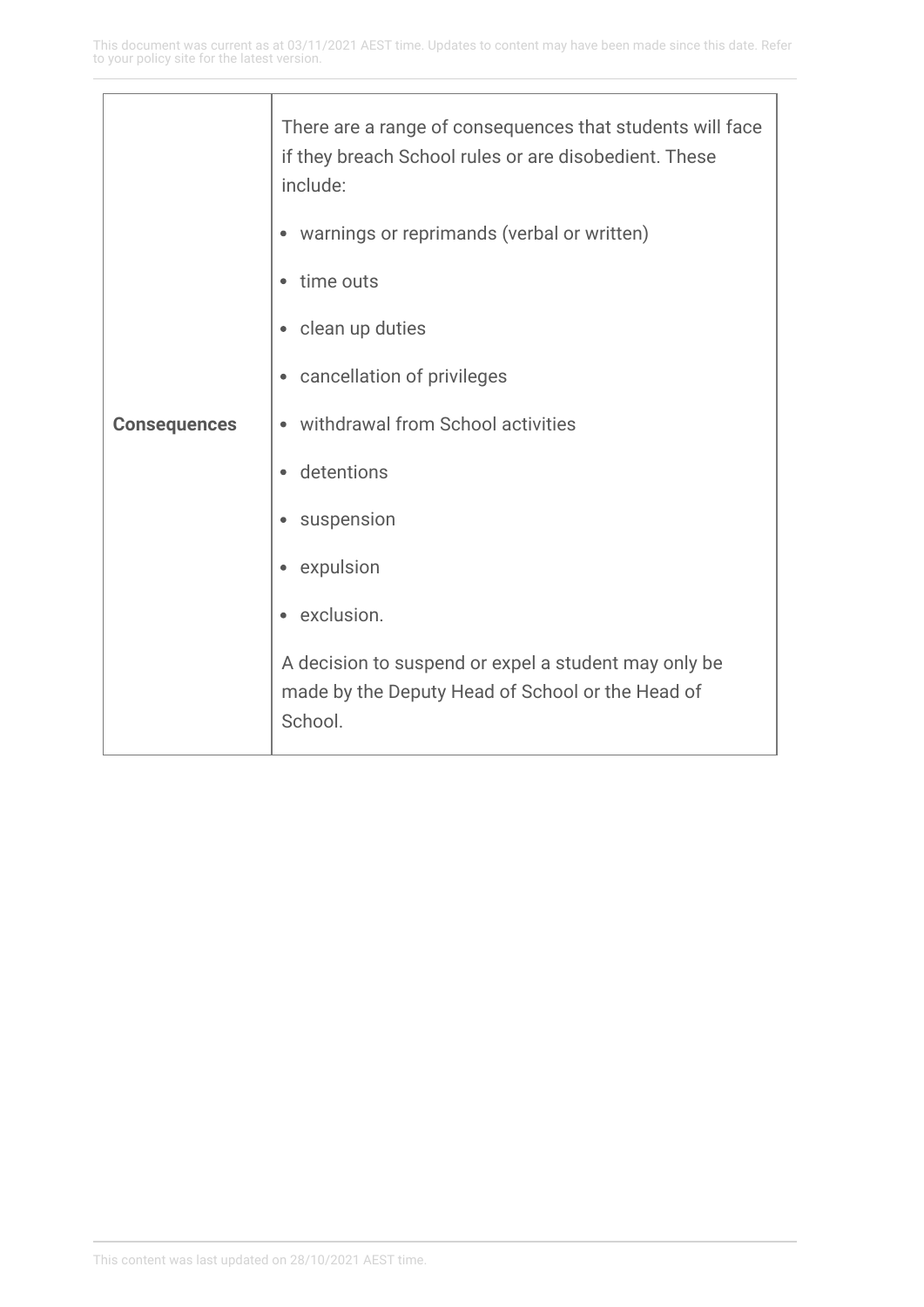| | |
|---|---|
| **Consequences** | There are a range of consequences that students will face if they breach School rules or are disobedient. These include:<br>• warnings or reprimands (verbal or written)<br>• time outs<br>• clean up duties<br>• cancellation of privileges<br>• withdrawal from School activities<br>• detentions<br>• suspension<br>• expulsion<br>• exclusion.<br>A decision to suspend or expel a student may only be made by the Deputy Head of School or the Head of School. |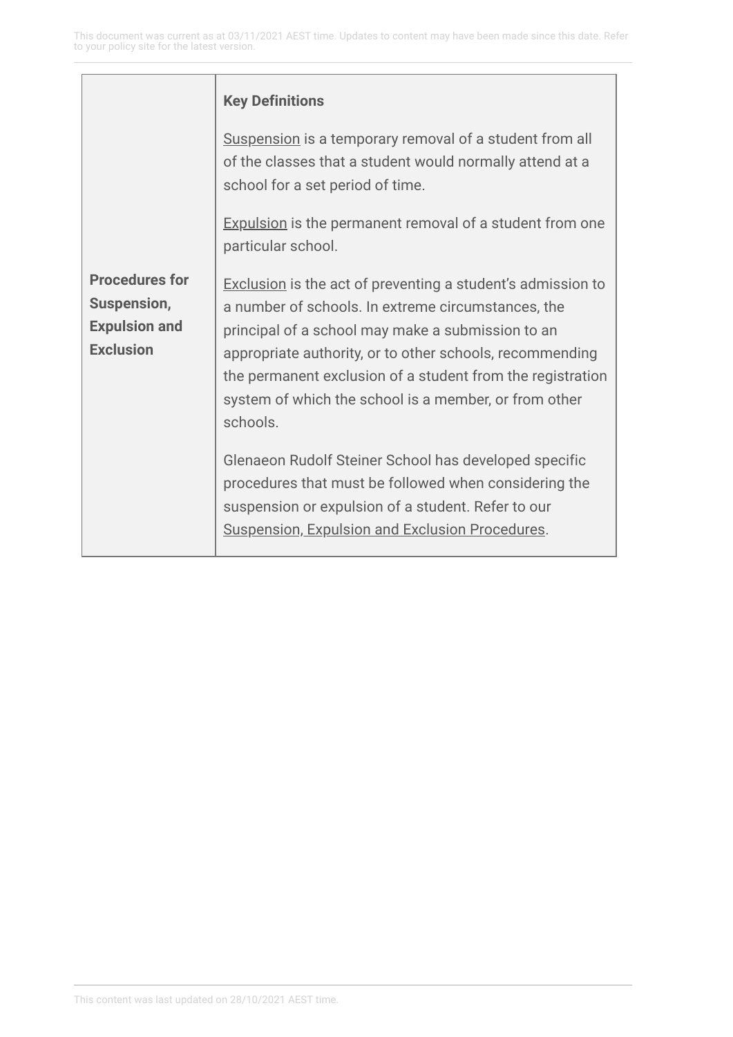| | |
|---|---|
| **Procedures for Suspension, Expulsion and Exclusion** | **Key Definitions**<br><br>Suspension is a temporary removal of a student from all of the classes that a student would normally attend at a school for a set period of time.<br><br>Expulsion is the permanent removal of a student from one particular school.<br><br>Exclusion is the act of preventing a student's admission to a number of schools. In extreme circumstances, the principal of a school may make a submission to an appropriate authority, or to other schools, recommending the permanent exclusion of a student from the registration system of which the school is a member, or from other schools.<br><br>Glenaeon Rudolf Steiner School has developed specific procedures that must be followed when considering the suspension or expulsion of a student. Refer to our Suspension, Expulsion and Exclusion Procedures. |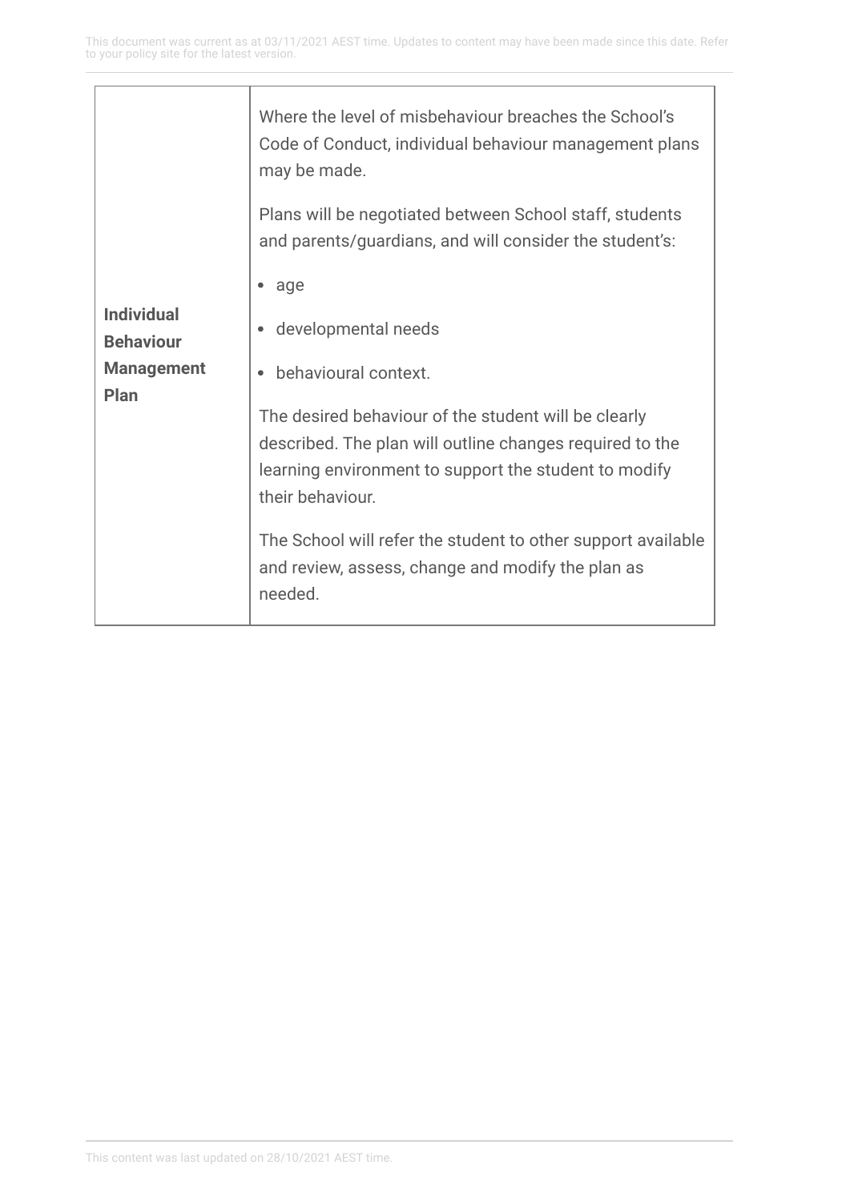| | |
|---|---|
| **Individual Behaviour Management Plan** | Where the level of misbehaviour breaches the School's Code of Conduct, individual behaviour management plans may be made.<br><br>Plans will be negotiated between School staff, students and parents/guardians, and will consider the student's:<br><br>• age<br>• developmental needs<br>• behavioural context.<br><br>The desired behaviour of the student will be clearly described. The plan will outline changes required to the learning environment to support the student to modify their behaviour.<br><br>The School will refer the student to other support available and review, assess, change and modify the plan as needed. |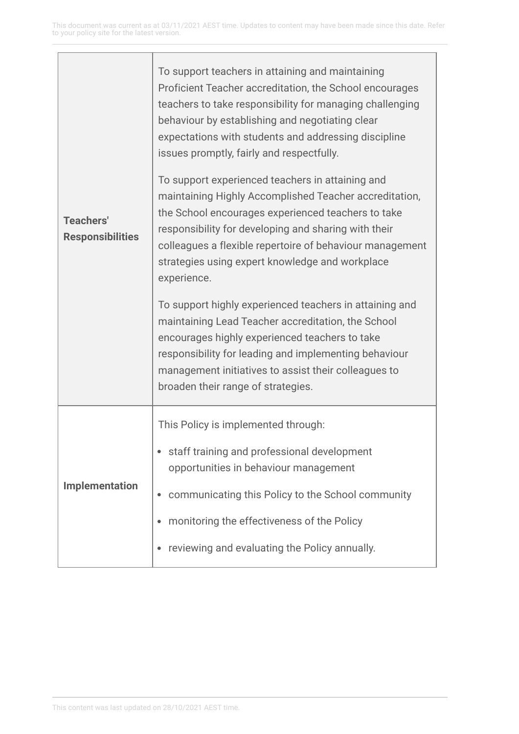| | |
|---|---|
| **Teachers' Responsibilities** | To support teachers in attaining and maintaining Proficient Teacher accreditation, the School encourages teachers to take responsibility for managing challenging behaviour by establishing and negotiating clear expectations with students and addressing discipline issues promptly, fairly and respectfully.<br><br>To support experienced teachers in attaining and maintaining Highly Accomplished Teacher accreditation, the School encourages experienced teachers to take responsibility for developing and sharing with their colleagues a flexible repertoire of behaviour management strategies using expert knowledge and workplace experience.<br><br>To support highly experienced teachers in attaining and maintaining Lead Teacher accreditation, the School encourages highly experienced teachers to take responsibility for leading and implementing behaviour management initiatives to assist their colleagues to broaden their range of strategies. |
| **Implementation** | This Policy is implemented through:<br><br>• staff training and professional development opportunities in behaviour management<br>• communicating this Policy to the School community<br>• monitoring the effectiveness of the Policy<br>• reviewing and evaluating the Policy annually. |